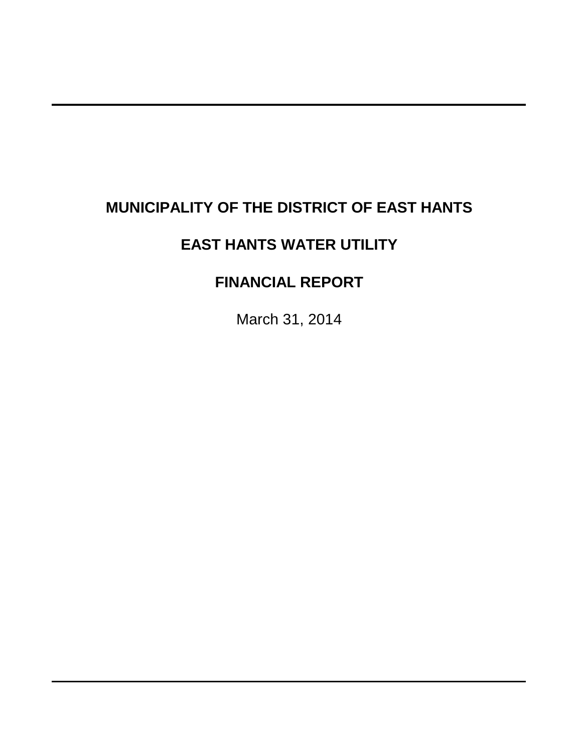# MUNICIPALITY OF THE DISTRICT OF EAST HANTS

# EAST HANTS WATER UTILITY

# FINANCIAL REPORT

March 31, 2014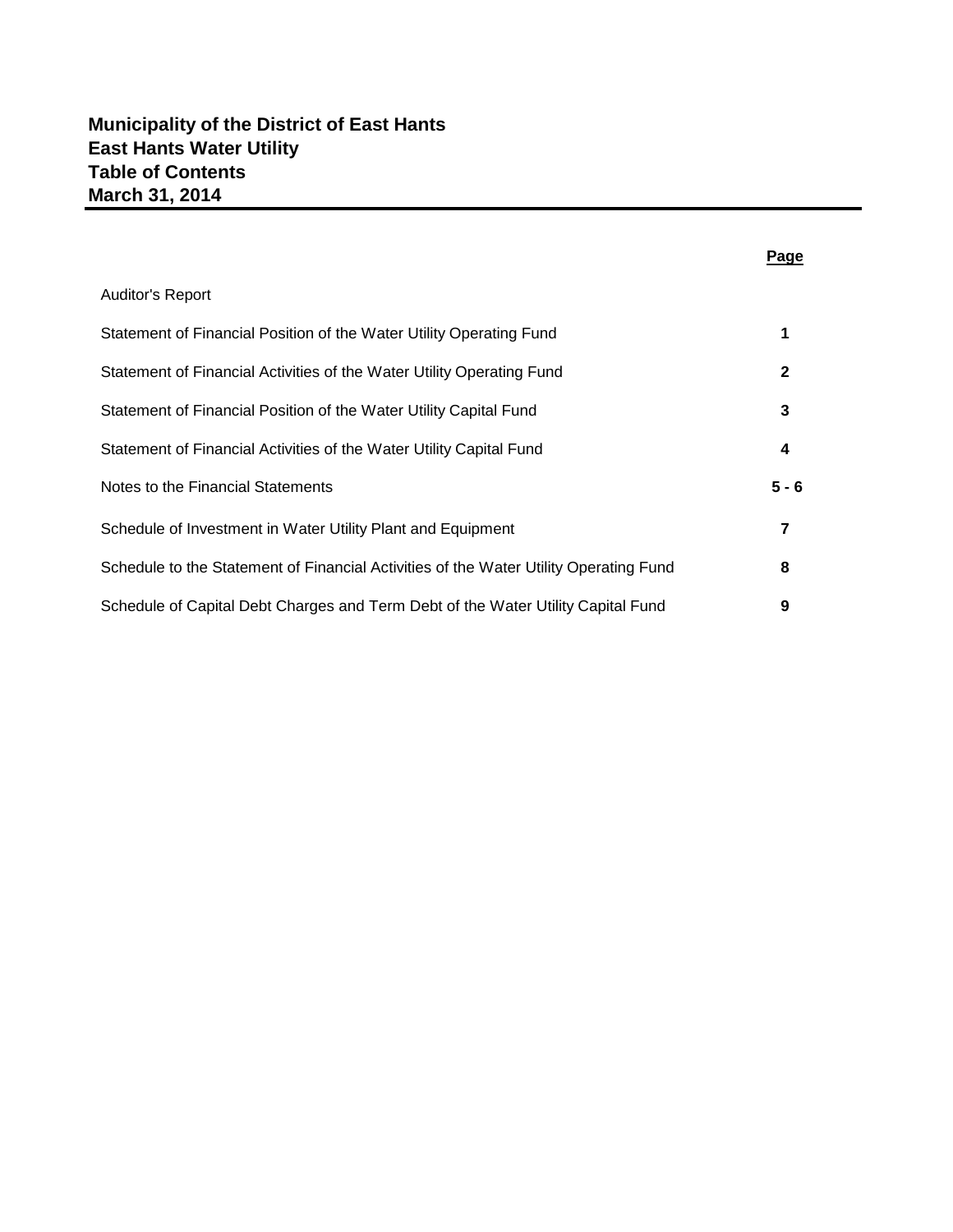# Municipality of the District of East Hants
# East Hants Water Utility
# Table of Contents
# March 31, 2014

| | Page |
|---|---|
| Auditor's Report | |
| Statement of Financial Position of the Water Utility Operating Fund | 1 |
| Statement of Financial Activities of the Water Utility Operating Fund | 2 |
| Statement of Financial Position of the Water Utility Capital Fund | 3 |
| Statement of Financial Activities of the Water Utility Capital Fund | 4 |
| Notes to the Financial Statements | 5 - 6 |
| Schedule of Investment in Water Utility Plant and Equipment | 7 |
| Schedule to the Statement of Financial Activities of the Water Utility Operating Fund | 8 |
| Schedule of Capital Debt Charges and Term Debt of the Water Utility Capital Fund | 9 |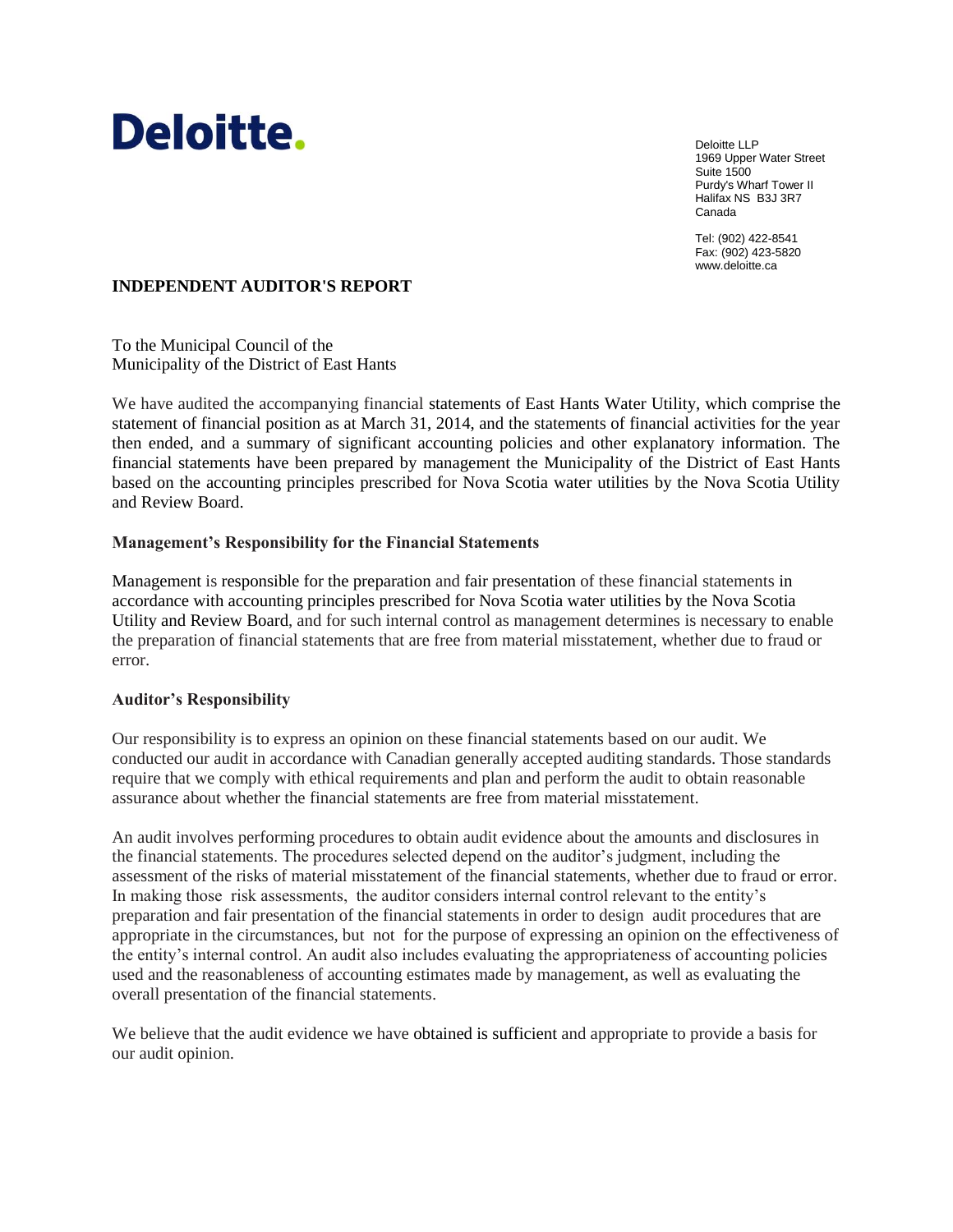**Deloitte.**

Deloitte LLP
1969 Upper Water Street
Suite 1500
Purdy's Wharf Tower II
Halifax NS B3J 3R7
Canada

Tel: (902) 422-8541
Fax: (902) 423-5820
www.deloitte.ca

## INDEPENDENT AUDITOR'S REPORT

To the Municipal Council of the
Municipality of the District of East Hants

We have audited the accompanying financial statements of East Hants Water Utility, which comprise the statement of financial position as at March 31, 2014, and the statements of financial activities for the year then ended, and a summary of significant accounting policies and other explanatory information. The financial statements have been prepared by management the Municipality of the District of East Hants based on the accounting principles prescribed for Nova Scotia water utilities by the Nova Scotia Utility and Review Board.

### Management's Responsibility for the Financial Statements

Management is responsible for the preparation and fair presentation of these financial statements in accordance with accounting principles prescribed for Nova Scotia water utilities by the Nova Scotia Utility and Review Board, and for such internal control as management determines is necessary to enable the preparation of financial statements that are free from material misstatement, whether due to fraud or error.

### Auditor's Responsibility

Our responsibility is to express an opinion on these financial statements based on our audit. We conducted our audit in accordance with Canadian generally accepted auditing standards. Those standards require that we comply with ethical requirements and plan and perform the audit to obtain reasonable assurance about whether the financial statements are free from material misstatement.

An audit involves performing procedures to obtain audit evidence about the amounts and disclosures in the financial statements. The procedures selected depend on the auditor's judgment, including the assessment of the risks of material misstatement of the financial statements, whether due to fraud or error. In making those risk assessments, the auditor considers internal control relevant to the entity's preparation and fair presentation of the financial statements in order to design audit procedures that are appropriate in the circumstances, but not for the purpose of expressing an opinion on the effectiveness of the entity's internal control. An audit also includes evaluating the appropriateness of accounting policies used and the reasonableness of accounting estimates made by management, as well as evaluating the overall presentation of the financial statements.

We believe that the audit evidence we have obtained is sufficient and appropriate to provide a basis for our audit opinion.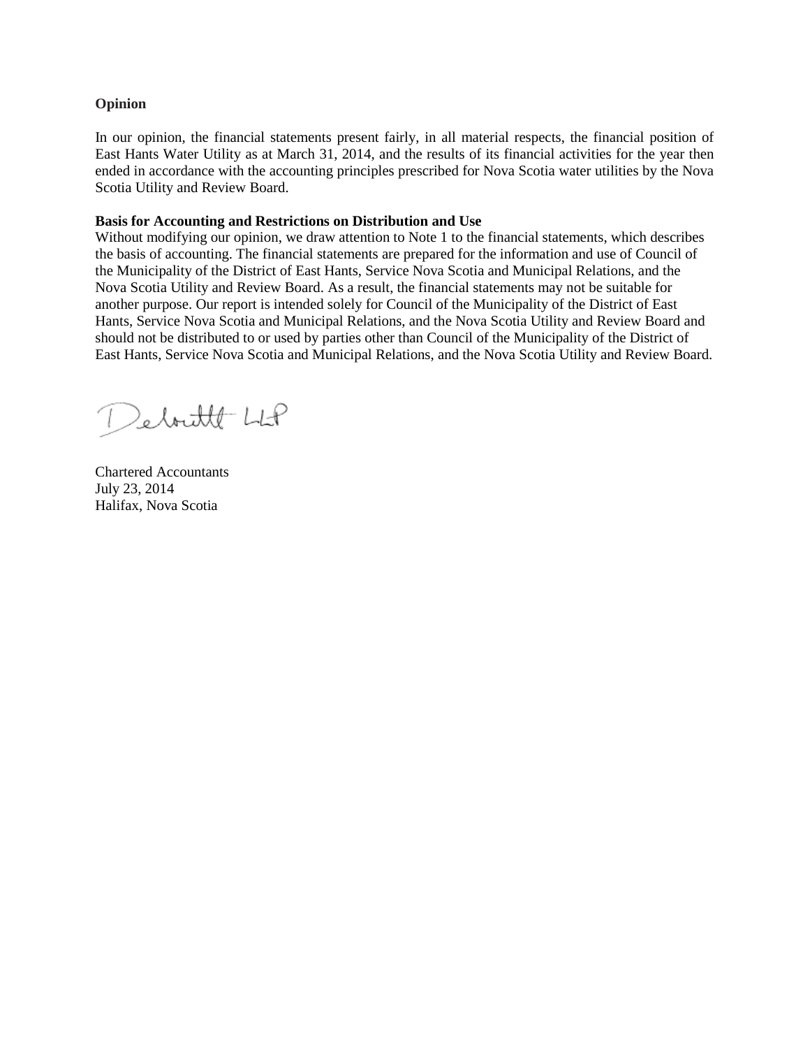**Opinion**

In our opinion, the financial statements present fairly, in all material respects, the financial position of East Hants Water Utility as at March 31, 2014, and the results of its financial activities for the year then ended in accordance with the accounting principles prescribed for Nova Scotia water utilities by the Nova Scotia Utility and Review Board.

**Basis for Accounting and Restrictions on Distribution and Use**

Without modifying our opinion, we draw attention to Note 1 to the financial statements, which describes the basis of accounting. The financial statements are prepared for the information and use of Council of the Municipality of the District of East Hants, Service Nova Scotia and Municipal Relations, and the Nova Scotia Utility and Review Board. As a result, the financial statements may not be suitable for another purpose. Our report is intended solely for Council of the Municipality of the District of East Hants, Service Nova Scotia and Municipal Relations, and the Nova Scotia Utility and Review Board and should not be distributed to or used by parties other than Council of the Municipality of the District of East Hants, Service Nova Scotia and Municipal Relations, and the Nova Scotia Utility and Review Board.

Deloitte LLP

Chartered Accountants
July 23, 2014
Halifax, Nova Scotia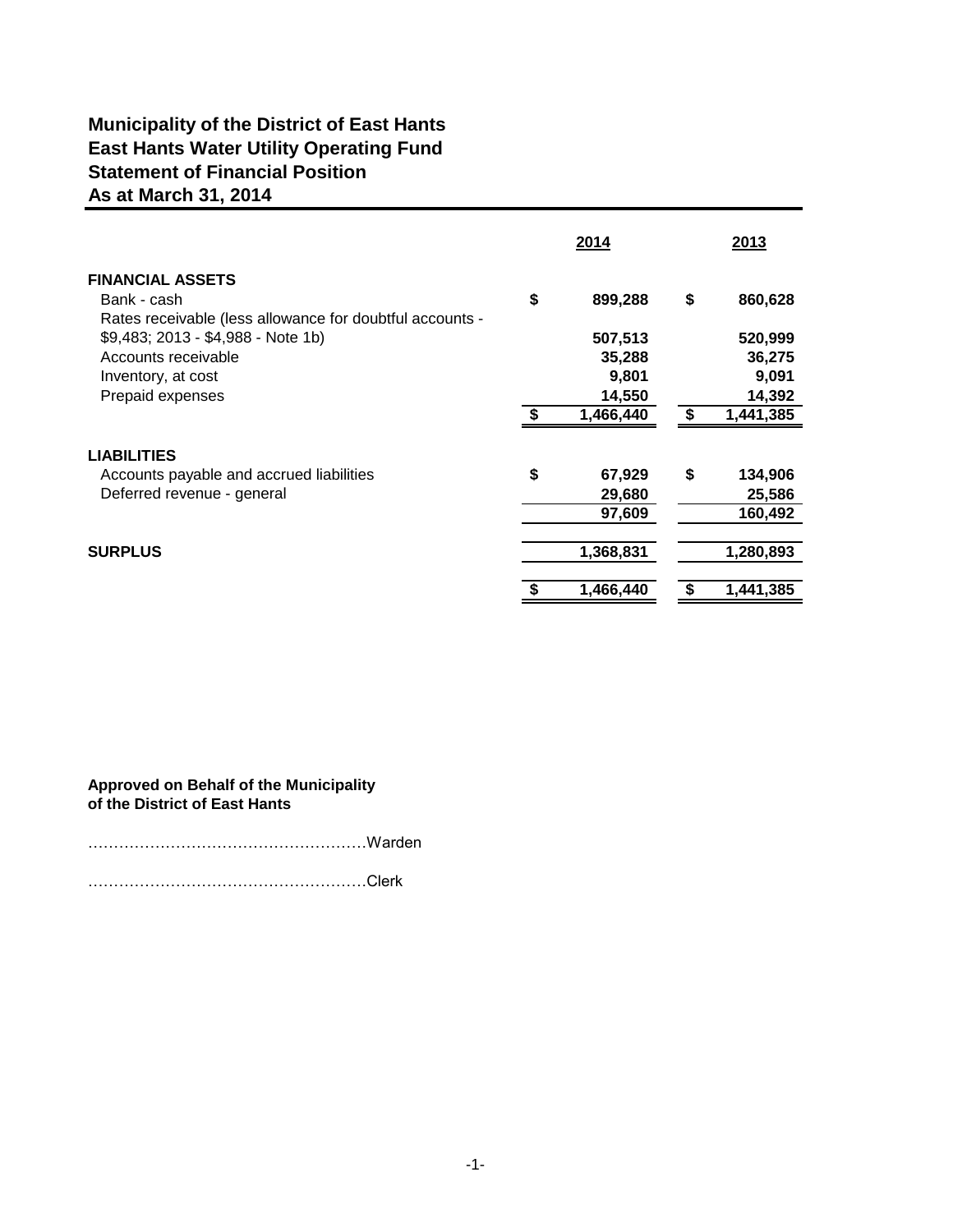# Municipality of the District of East Hants
# East Hants Water Utility Operating Fund
# Statement of Financial Position
# As at March 31, 2014

| | 2014 | 2013 |
|---|---|---|
| **FINANCIAL ASSETS** | | |
| Bank - cash | $ 899,288 | $ 860,628 |
| Rates receivable (less allowance for doubtful accounts - $9,483; 2013 - $4,988 - Note 1b) | 507,513 | 520,999 |
| Accounts receivable | 35,288 | 36,275 |
| Inventory, at cost | 9,801 | 9,091 |
| Prepaid expenses | 14,550 | 14,392 |
| | $ 1,466,440 | $ 1,441,385 |
| **LIABILITIES** | | |
| Accounts payable and accrued liabilities | $ 67,929 | $ 134,906 |
| Deferred revenue - general | 29,680 | 25,586 |
| | 97,609 | 160,492 |
| **SURPLUS** | 1,368,831 | 1,280,893 |
| | $ 1,466,440 | $ 1,441,385 |

**Approved on Behalf of the Municipality of the District of East Hants**

………………………………………………Warden

………………………………………………Clerk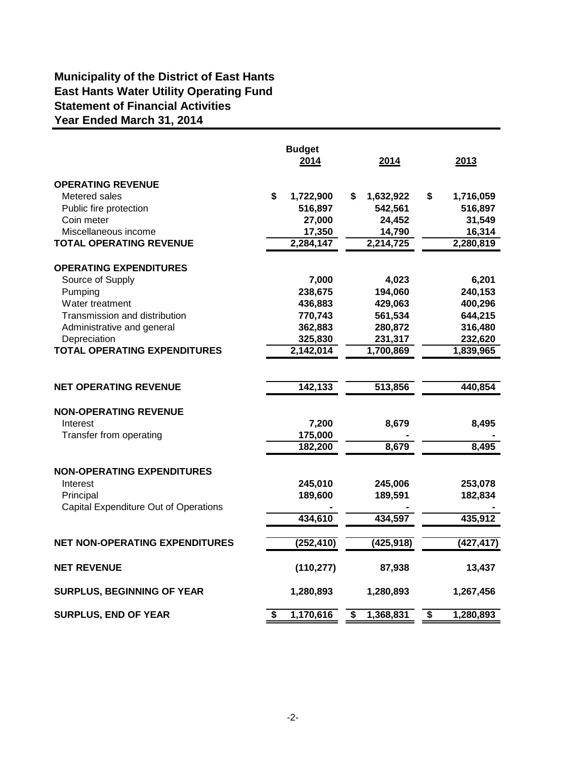# Municipality of the District of East Hants
# East Hants Water Utility Operating Fund
# Statement of Financial Activities
# Year Ended March 31, 2014

| | Budget 2014 | 2014 | 2013 |
|---|---|---|---|
| **OPERATING REVENUE** | | | |
| Metered sales | $ 1,722,900 | $ 1,632,922 | $ 1,716,059 |
| Public fire protection | 516,897 | 542,561 | 516,897 |
| Coin meter | 27,000 | 24,452 | 31,549 |
| Miscellaneous income | 17,350 | 14,790 | 16,314 |
| **TOTAL OPERATING REVENUE** | **2,284,147** | **2,214,725** | **2,280,819** |
| **OPERATING EXPENDITURES** | | | |
| Source of Supply | 7,000 | 4,023 | 6,201 |
| Pumping | 238,675 | 194,060 | 240,153 |
| Water treatment | 436,883 | 429,063 | 400,296 |
| Transmission and distribution | 770,743 | 561,534 | 644,215 |
| Administrative and general | 362,883 | 280,872 | 316,480 |
| Depreciation | 325,830 | 231,317 | 232,620 |
| **TOTAL OPERATING EXPENDITURES** | **2,142,014** | **1,700,869** | **1,839,965** |
| **NET OPERATING REVENUE** | **142,133** | **513,856** | **440,854** |
| **NON-OPERATING REVENUE** | | | |
| Interest | 7,200 | 8,679 | 8,495 |
| Transfer from operating | 175,000 | - | - |
| | 182,200 | 8,679 | 8,495 |
| **NON-OPERATING EXPENDITURES** | | | |
| Interest | 245,010 | 245,006 | 253,078 |
| Principal | 189,600 | 189,591 | 182,834 |
| Capital Expenditure Out of Operations | - | - | - |
| | 434,610 | 434,597 | 435,912 |
| **NET NON-OPERATING EXPENDITURES** | **(252,410)** | **(425,918)** | **(427,417)** |
| **NET REVENUE** | **(110,277)** | **87,938** | **13,437** |
| **SURPLUS, BEGINNING OF YEAR** | **1,280,893** | **1,280,893** | **1,267,456** |
| **SURPLUS, END OF YEAR** | **$ 1,170,616** | **$ 1,368,831** | **$ 1,280,893** |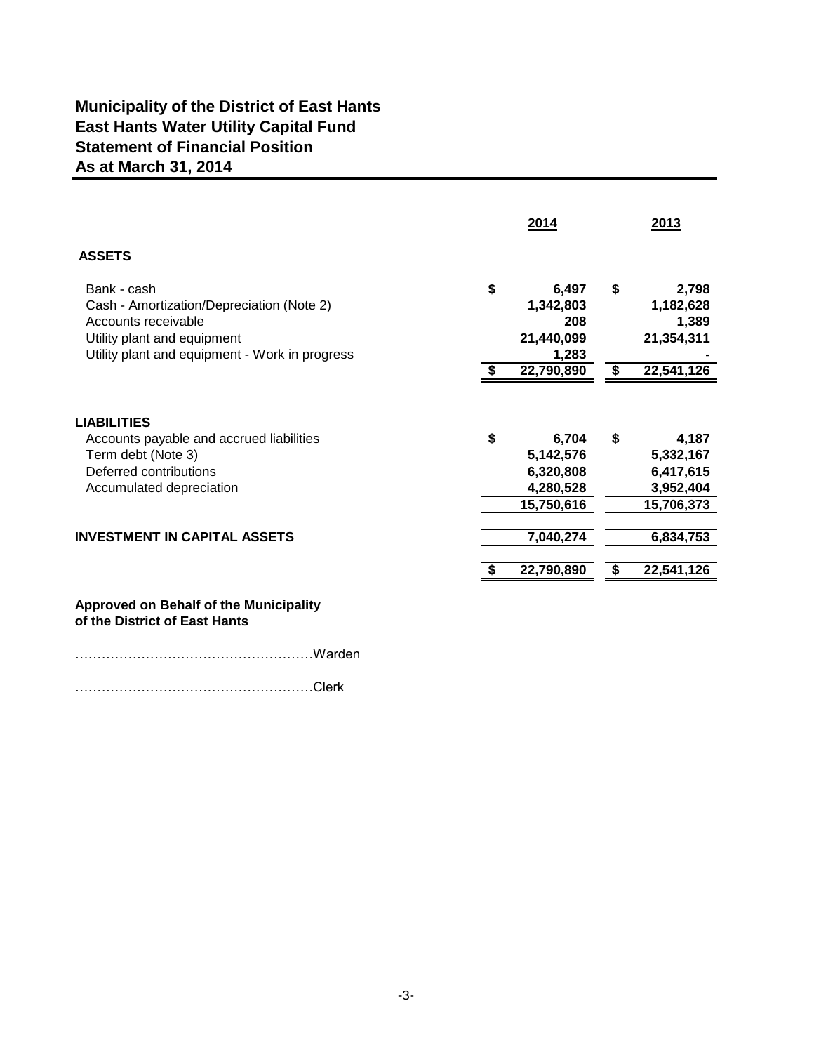# Municipality of the District of East Hants
# East Hants Water Utility Capital Fund
# Statement of Financial Position
# As at March 31, 2014

| | 2014 | 2013 |
|---|---|---|
| **ASSETS** | | |
| Bank - cash | $ 6,497 | $ 2,798 |
| Cash - Amortization/Depreciation (Note 2) | 1,342,803 | 1,182,628 |
| Accounts receivable | 208 | 1,389 |
| Utility plant and equipment | 21,440,099 | 21,354,311 |
| Utility plant and equipment - Work in progress | 1,283 | - |
| | $ 22,790,890 | $ 22,541,126 |
| **LIABILITIES** | | |
| Accounts payable and accrued liabilities | $ 6,704 | $ 4,187 |
| Term debt (Note 3) | 5,142,576 | 5,332,167 |
| Deferred contributions | 6,320,808 | 6,417,615 |
| Accumulated depreciation | 4,280,528 | 3,952,404 |
| | 15,750,616 | 15,706,373 |
| **INVESTMENT IN CAPITAL ASSETS** | 7,040,274 | 6,834,753 |
| | $ 22,790,890 | $ 22,541,126 |

**Approved on Behalf of the Municipality of the District of East Hants**

……………………………………………Warden

……………………………………………Clerk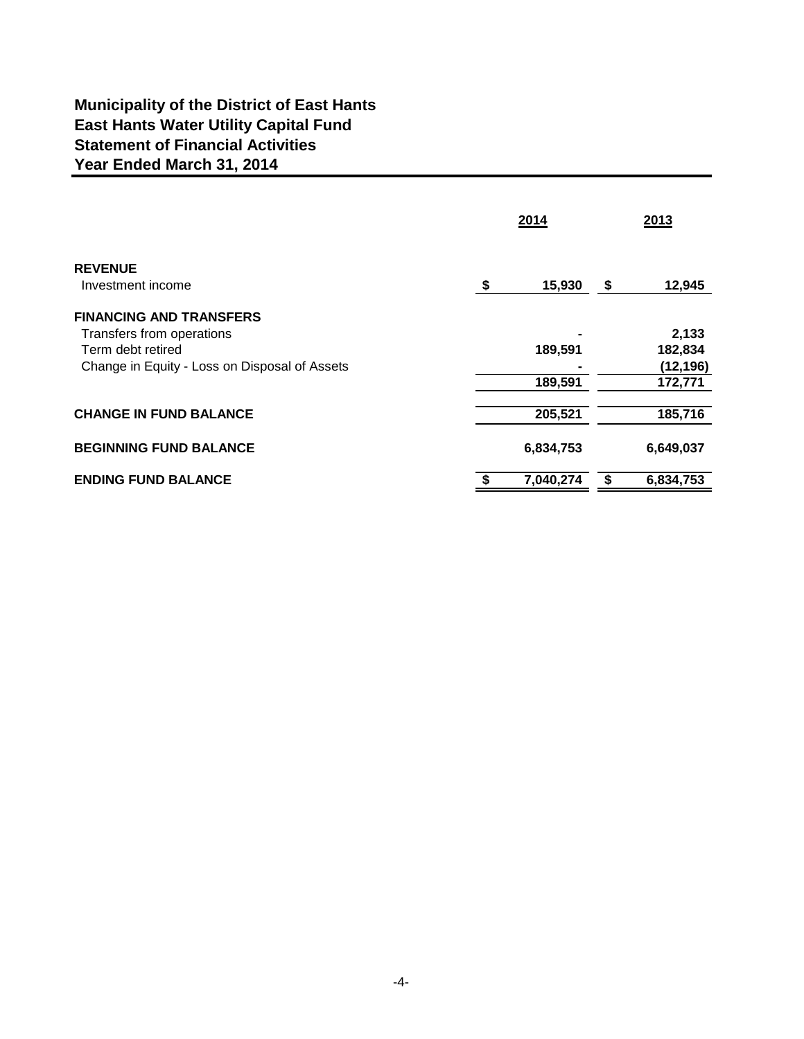# Municipality of the District of East Hants
# East Hants Water Utility Capital Fund
# Statement of Financial Activities
# Year Ended March 31, 2014

| | 2014 | 2013 |
|---|---|---|
| **REVENUE** | | |
| Investment income | $ 15,930 | $ 12,945 |
| **FINANCING AND TRANSFERS** | | |
| Transfers from operations | - | 2,133 |
| Term debt retired | 189,591 | 182,834 |
| Change in Equity - Loss on Disposal of Assets | - | (12,196) |
| | 189,591 | 172,771 |
| **CHANGE IN FUND BALANCE** | 205,521 | 185,716 |
| **BEGINNING FUND BALANCE** | 6,834,753 | 6,649,037 |
| **ENDING FUND BALANCE** | $ 7,040,274 | $ 6,834,753 |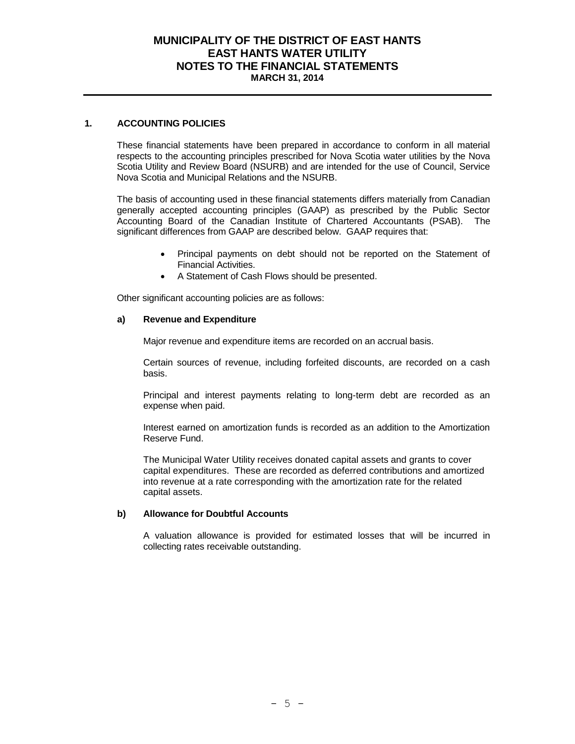# MUNICIPALITY OF THE DISTRICT OF EAST HANTS
# EAST HANTS WATER UTILITY
# NOTES TO THE FINANCIAL STATEMENTS
**MARCH 31, 2014**

## 1. ACCOUNTING POLICIES

These financial statements have been prepared in accordance to conform in all material respects to the accounting principles prescribed for Nova Scotia water utilities by the Nova Scotia Utility and Review Board (NSURB) and are intended for the use of Council, Service Nova Scotia and Municipal Relations and the NSURB.

The basis of accounting used in these financial statements differs materially from Canadian generally accepted accounting principles (GAAP) as prescribed by the Public Sector Accounting Board of the Canadian Institute of Chartered Accountants (PSAB). The significant differences from GAAP are described below. GAAP requires that:

- Principal payments on debt should not be reported on the Statement of Financial Activities.
- A Statement of Cash Flows should be presented.

Other significant accounting policies are as follows:

### a) Revenue and Expenditure

Major revenue and expenditure items are recorded on an accrual basis.

Certain sources of revenue, including forfeited discounts, are recorded on a cash basis.

Principal and interest payments relating to long-term debt are recorded as an expense when paid.

Interest earned on amortization funds is recorded as an addition to the Amortization Reserve Fund.

The Municipal Water Utility receives donated capital assets and grants to cover capital expenditures. These are recorded as deferred contributions and amortized into revenue at a rate corresponding with the amortization rate for the related capital assets.

### b) Allowance for Doubtful Accounts

A valuation allowance is provided for estimated losses that will be incurred in collecting rates receivable outstanding.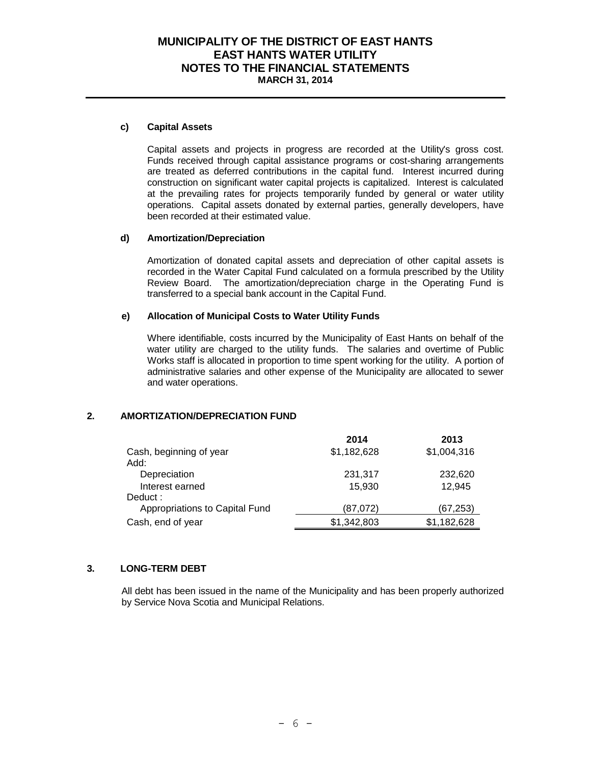#### c) Capital Assets

Capital assets and projects in progress are recorded at the Utility's gross cost. Funds received through capital assistance programs or cost-sharing arrangements are treated as deferred contributions in the capital fund. Interest incurred during construction on significant water capital projects is capitalized. Interest is calculated at the prevailing rates for projects temporarily funded by general or water utility operations. Capital assets donated by external parties, generally developers, have been recorded at their estimated value.

#### d) Amortization/Depreciation

Amortization of donated capital assets and depreciation of other capital assets is recorded in the Water Capital Fund calculated on a formula prescribed by the Utility Review Board. The amortization/depreciation charge in the Operating Fund is transferred to a special bank account in the Capital Fund.

#### e) Allocation of Municipal Costs to Water Utility Funds

Where identifiable, costs incurred by the Municipality of East Hants on behalf of the water utility are charged to the utility funds. The salaries and overtime of Public Works staff is allocated in proportion to time spent working for the utility. A portion of administrative salaries and other expense of the Municipality are allocated to sewer and water operations.

## 2. AMORTIZATION/DEPRECIATION FUND

| | 2014 | 2013 |
|---|---|---|
| Cash, beginning of year | $1,182,628 | $1,004,316 |
| Add: | | |
| Depreciation | 231,317 | 232,620 |
| Interest earned | 15,930 | 12,945 |
| Deduct : | | |
| Appropriations to Capital Fund | (87,072) | (67,253) |
| Cash, end of year | $1,342,803 | $1,182,628 |

## 3. LONG-TERM DEBT

All debt has been issued in the name of the Municipality and has been properly authorized by Service Nova Scotia and Municipal Relations.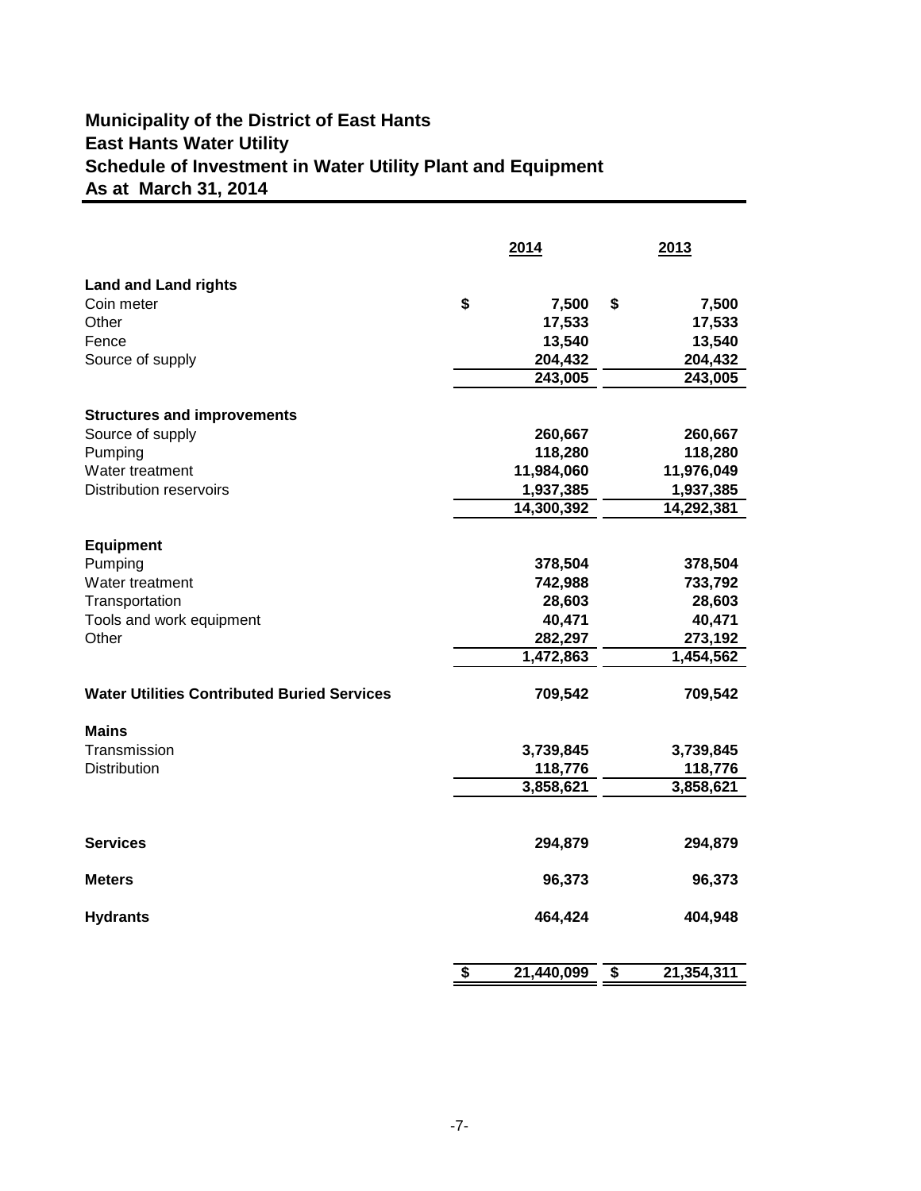# Municipality of the District of East Hants
## East Hants Water Utility
## Schedule of Investment in Water Utility Plant and Equipment
## As at March 31, 2014

| | 2014 | 2013 |
|---|---|---|
| **Land and Land rights** | | |
| Coin meter | $ 7,500 | $ 7,500 |
| Other | 17,533 | 17,533 |
| Fence | 13,540 | 13,540 |
| Source of supply | 204,432 | 204,432 |
| | 243,005 | 243,005 |
| **Structures and improvements** | | |
| Source of supply | 260,667 | 260,667 |
| Pumping | 118,280 | 118,280 |
| Water treatment | 11,984,060 | 11,976,049 |
| Distribution reservoirs | 1,937,385 | 1,937,385 |
| | 14,300,392 | 14,292,381 |
| **Equipment** | | |
| Pumping | 378,504 | 378,504 |
| Water treatment | 742,988 | 733,792 |
| Transportation | 28,603 | 28,603 |
| Tools and work equipment | 40,471 | 40,471 |
| Other | 282,297 | 273,192 |
| | 1,472,863 | 1,454,562 |
| **Water Utilities Contributed Buried Services** | 709,542 | 709,542 |
| **Mains** | | |
| Transmission | 3,739,845 | 3,739,845 |
| Distribution | 118,776 | 118,776 |
| | 3,858,621 | 3,858,621 |
| **Services** | 294,879 | 294,879 |
| **Meters** | 96,373 | 96,373 |
| **Hydrants** | 464,424 | 404,948 |
| | $ 21,440,099 | $ 21,354,311 |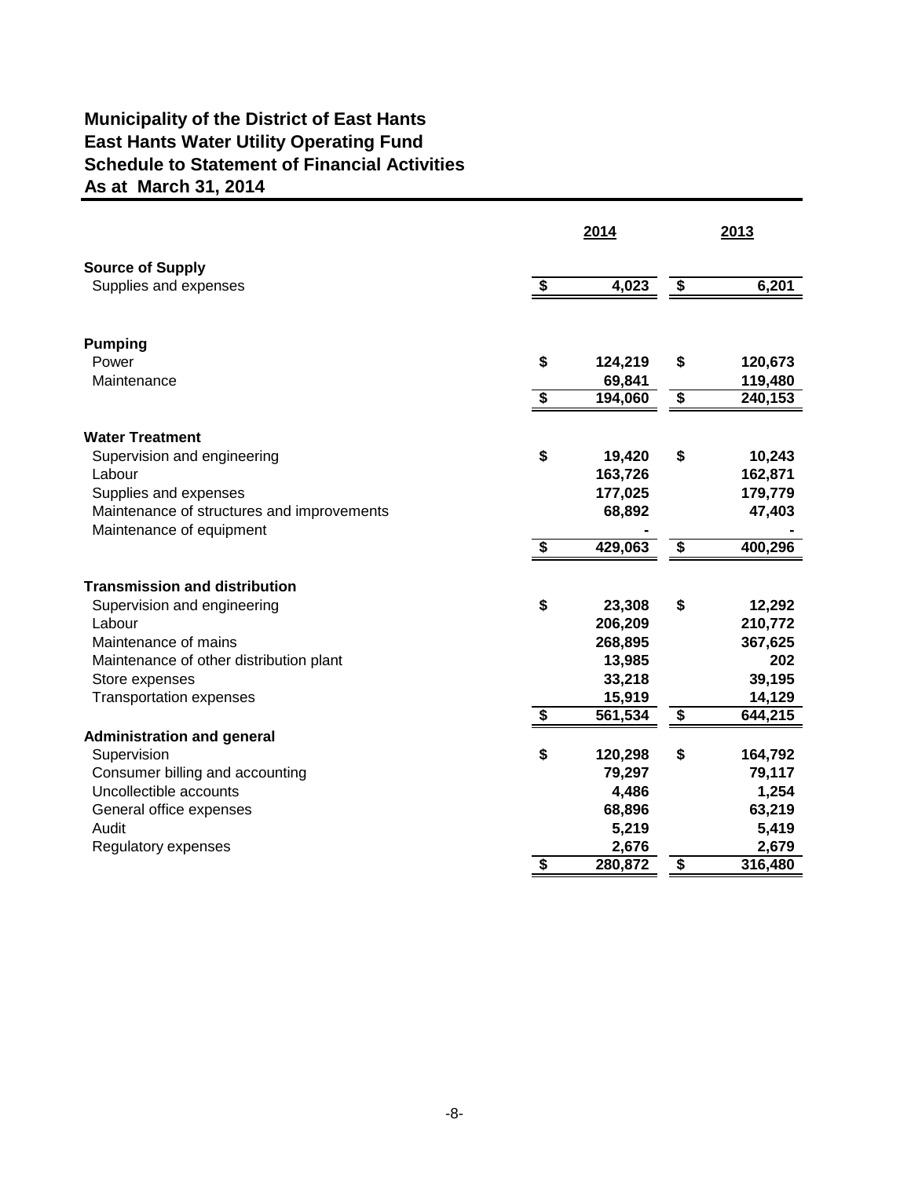# Municipality of the District of East Hants
## East Hants Water Utility Operating Fund
## Schedule to Statement of Financial Activities
## As at March 31, 2014

| | 2014 | 2013 |
|---|---|---|
| **Source of Supply** | | |
| Supplies and expenses | $ 4,023 | $ 6,201 |
| | | |
| **Pumping** | | |
| Power | $ 124,219 | $ 120,673 |
| Maintenance | 69,841 | 119,480 |
| | $ 194,060 | $ 240,153 |
| | | |
| **Water Treatment** | | |
| Supervision and engineering | $ 19,420 | $ 10,243 |
| Labour | 163,726 | 162,871 |
| Supplies and expenses | 177,025 | 179,779 |
| Maintenance of structures and improvements | 68,892 | 47,403 |
| Maintenance of equipment | - | - |
| | $ 429,063 | $ 400,296 |
| | | |
| **Transmission and distribution** | | |
| Supervision and engineering | $ 23,308 | $ 12,292 |
| Labour | 206,209 | 210,772 |
| Maintenance of mains | 268,895 | 367,625 |
| Maintenance of other distribution plant | 13,985 | 202 |
| Store expenses | 33,218 | 39,195 |
| Transportation expenses | 15,919 | 14,129 |
| | $ 561,534 | $ 644,215 |
| **Administration and general** | | |
| Supervision | $ 120,298 | $ 164,792 |
| Consumer billing and accounting | 79,297 | 79,117 |
| Uncollectible accounts | 4,486 | 1,254 |
| General office expenses | 68,896 | 63,219 |
| Audit | 5,219 | 5,419 |
| Regulatory expenses | 2,676 | 2,679 |
| | $ 280,872 | $ 316,480 |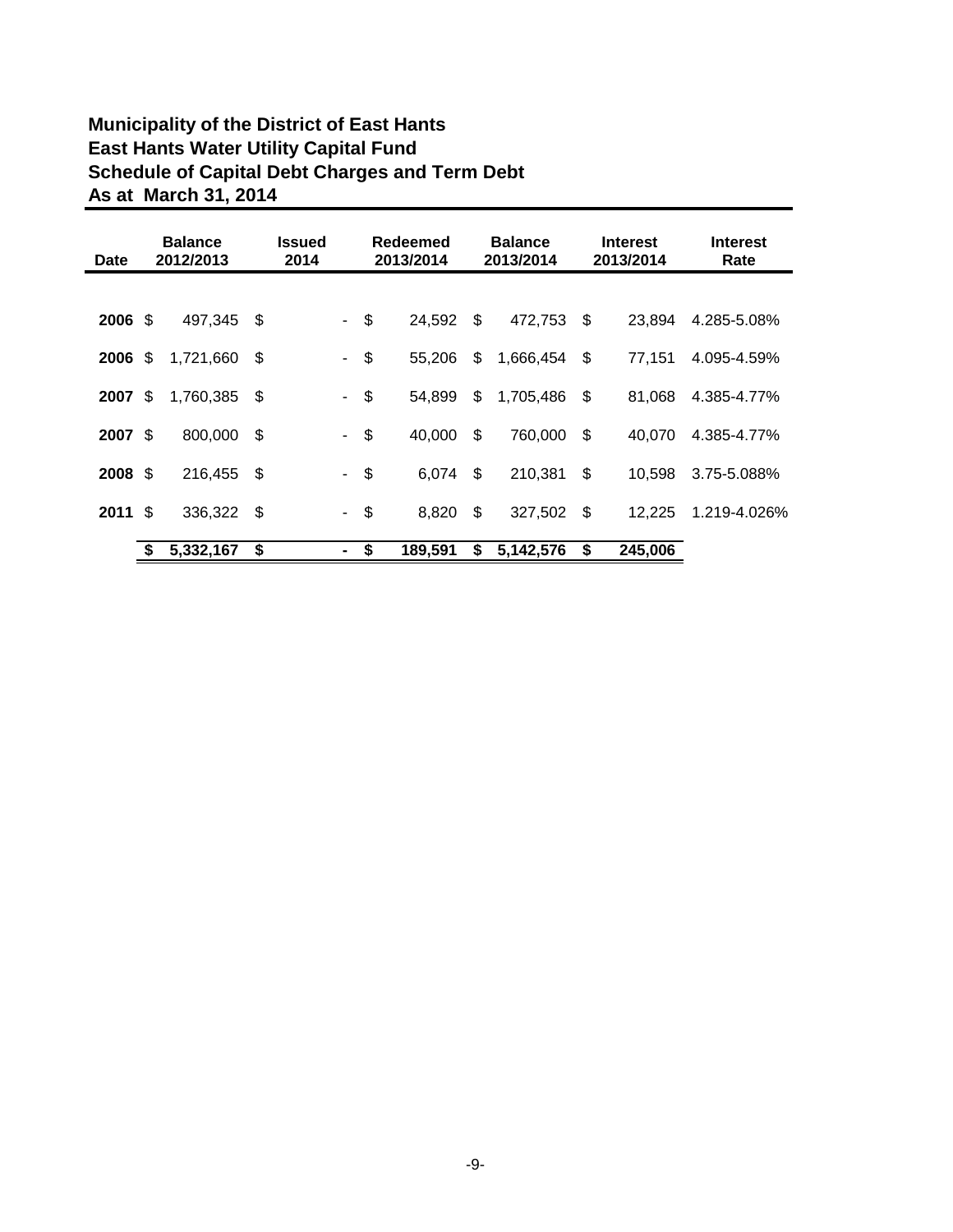# Municipality of the District of East Hants
# East Hants Water Utility Capital Fund
# Schedule of Capital Debt Charges and Term Debt
# As at March 31, 2014

| Date | Balance 2012/2013 | Issued 2014 | Redeemed 2013/2014 | Balance 2013/2014 | Interest 2013/2014 | Interest Rate |
|---|---|---|---|---|---|---|
| **2006** | $ 497,345 | $ - | $ 24,592 | $ 472,753 | $ 23,894 | 4.285-5.08% |
| **2006** | $ 1,721,660 | $ - | $ 55,206 | $ 1,666,454 | $ 77,151 | 4.095-4.59% |
| **2007** | $ 1,760,385 | $ - | $ 54,899 | $ 1,705,486 | $ 81,068 | 4.385-4.77% |
| **2007** | $ 800,000 | $ - | $ 40,000 | $ 760,000 | $ 40,070 | 4.385-4.77% |
| **2008** | $ 216,455 | $ - | $ 6,074 | $ 210,381 | $ 10,598 | 3.75-5.088% |
| **2011** | $ 336,322 | $ - | $ 8,820 | $ 327,502 | $ 12,225 | 1.219-4.026% |
| | **$ 5,332,167** | **$ -** | **$ 189,591** | **$ 5,142,576** | **$ 245,006** | |